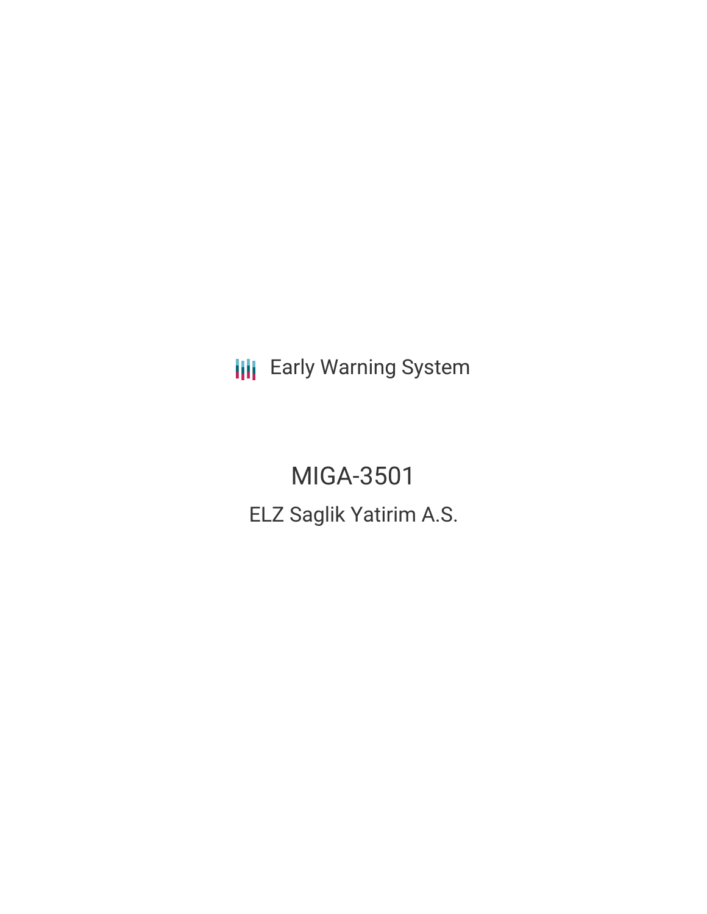Early Warning System

# MIGA-3501

## ELZ Saglik Yatirim A.S.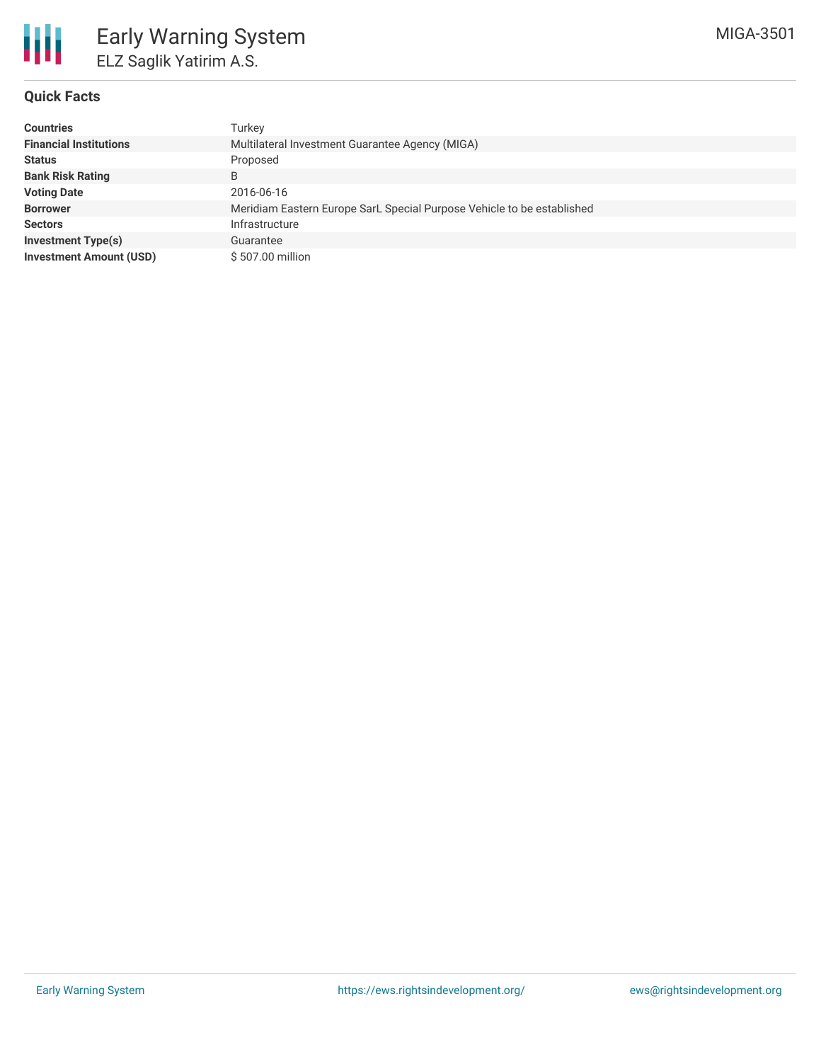# Early Warning System

## ELZ Saglik Yatirim A.S.

MIGA-3501

### Quick Facts

| | |
|---|---|
| **Countries** | Turkey |
| **Financial Institutions** | Multilateral Investment Guarantee Agency (MIGA) |
| **Status** | Proposed |
| **Bank Risk Rating** | B |
| **Voting Date** | 2016-06-16 |
| **Borrower** | Meridiam Eastern Europe SarL Special Purpose Vehicle to be established |
| **Sectors** | Infrastructure |
| **Investment Type(s)** | Guarantee |
| **Investment Amount (USD)** | $ 507.00 million |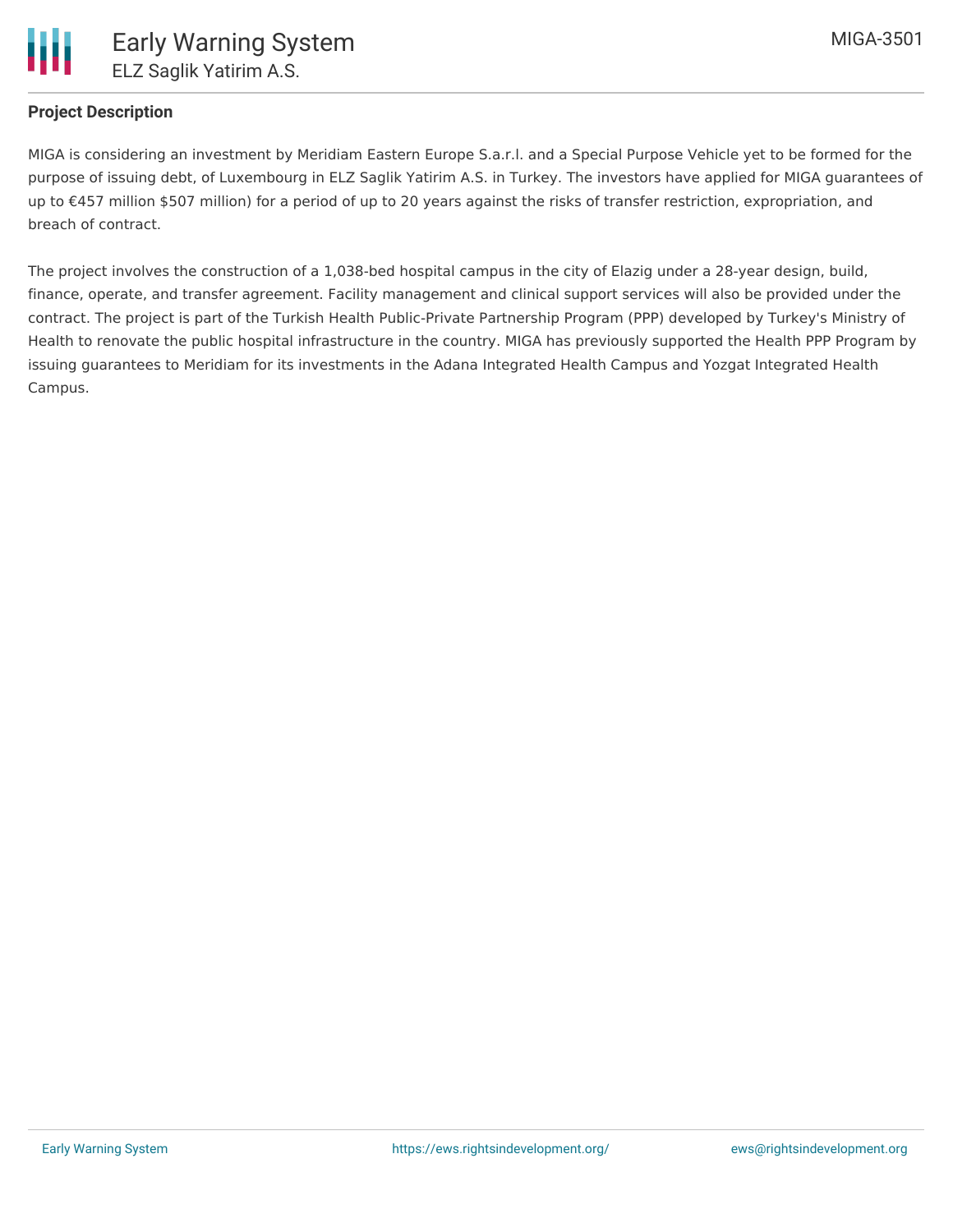## Project Description

MIGA is considering an investment by Meridiam Eastern Europe S.a.r.l. and a Special Purpose Vehicle yet to be formed for the purpose of issuing debt, of Luxembourg in ELZ Saglik Yatirim A.S. in Turkey. The investors have applied for MIGA guarantees of up to €457 million $507 million) for a period of up to 20 years against the risks of transfer restriction, expropriation, and breach of contract.

The project involves the construction of a 1,038-bed hospital campus in the city of Elazig under a 28-year design, build, finance, operate, and transfer agreement. Facility management and clinical support services will also be provided under the contract. The project is part of the Turkish Health Public-Private Partnership Program (PPP) developed by Turkey's Ministry of Health to renovate the public hospital infrastructure in the country. MIGA has previously supported the Health PPP Program by issuing guarantees to Meridiam for its investments in the Adana Integrated Health Campus and Yozgat Integrated Health Campus.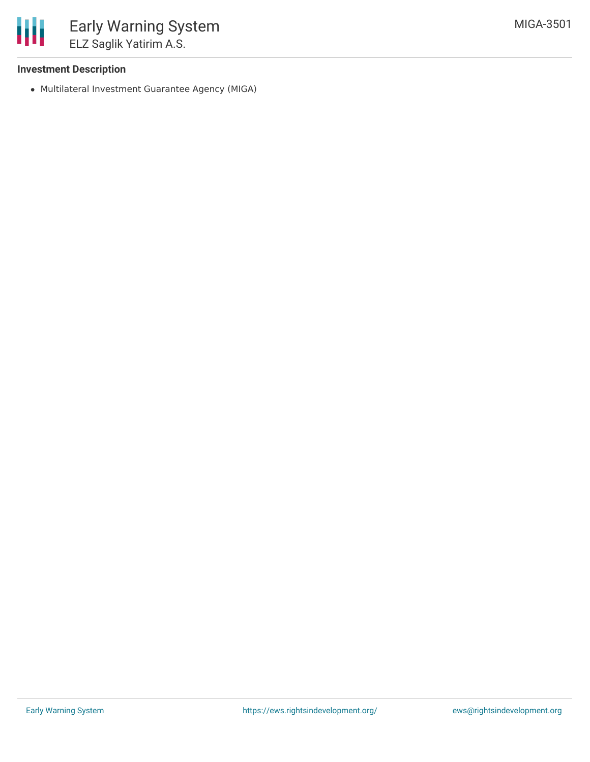**Investment Description**

- Multilateral Investment Guarantee Agency (MIGA)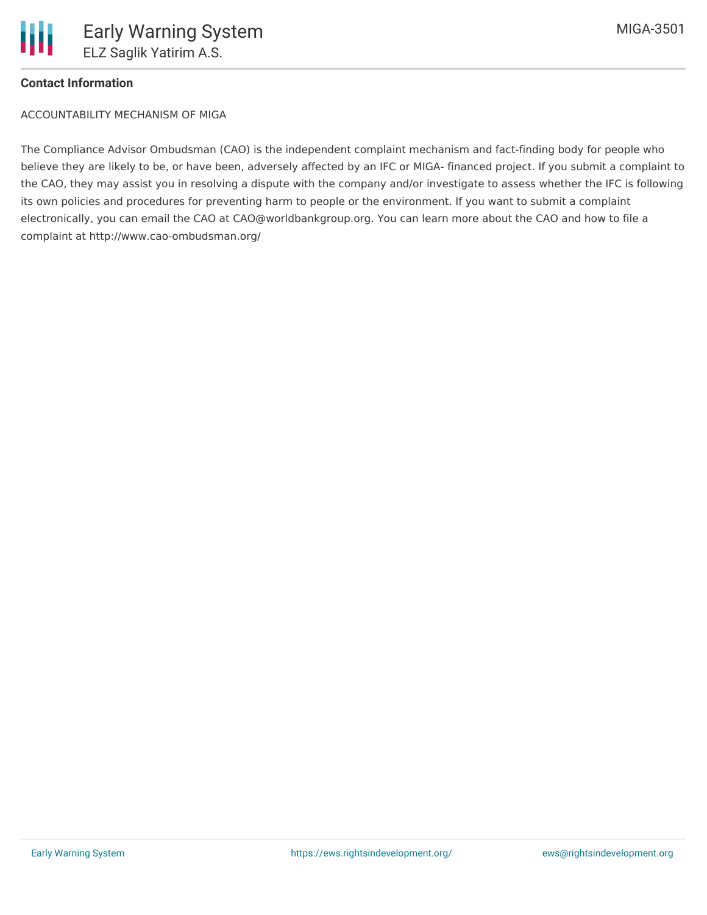## Contact Information

ACCOUNTABILITY MECHANISM OF MIGA

The Compliance Advisor Ombudsman (CAO) is the independent complaint mechanism and fact-finding body for people who believe they are likely to be, or have been, adversely affected by an IFC or MIGA- financed project. If you submit a complaint to the CAO, they may assist you in resolving a dispute with the company and/or investigate to assess whether the IFC is following its own policies and procedures for preventing harm to people or the environment. If you want to submit a complaint electronically, you can email the CAO at CAO@worldbankgroup.org. You can learn more about the CAO and how to file a complaint at http://www.cao-ombudsman.org/